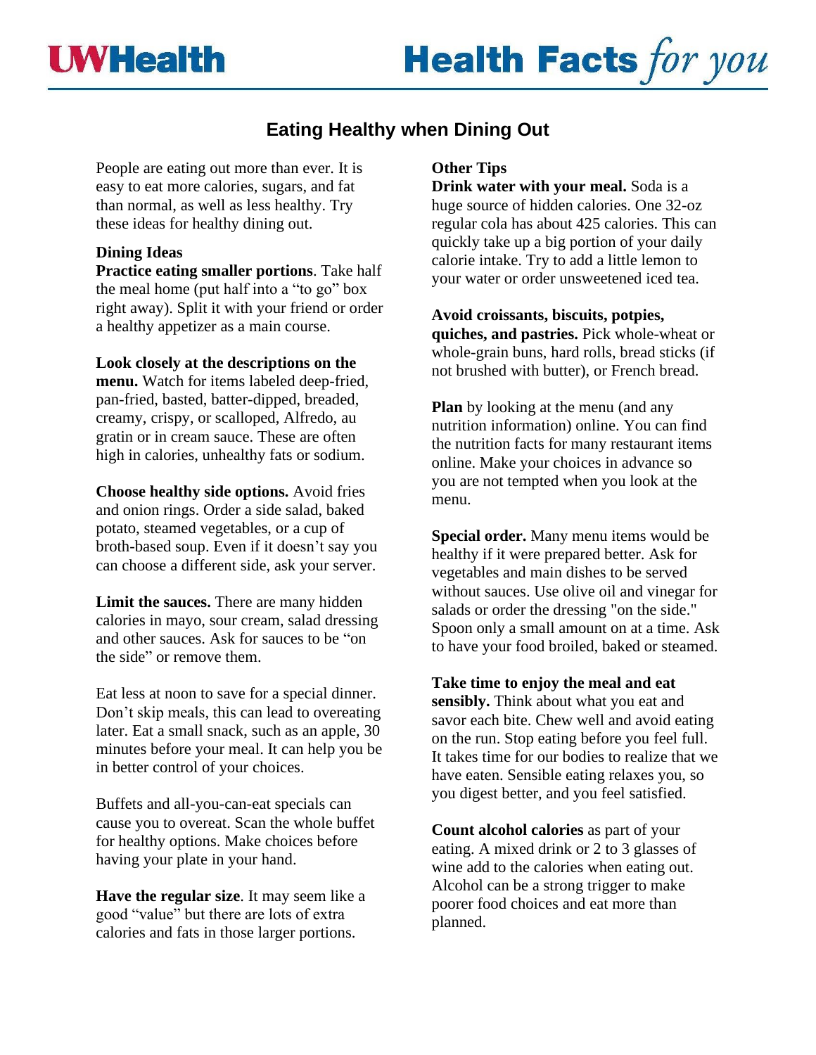# Eating Healthy when Dining Out

People are eating out more than ever. It is easy to eat more calories, sugars, and fat than normal, as well as less healthy. Try these ideas for healthy dining out.

## Dining Ideas

**Practice eating smaller portions**. Take half the meal home (put half into a "to go" box right away). Split it with your friend or order a healthy appetizer as a main course.

**Look closely at the descriptions on the menu.** Watch for items labeled deep-fried, pan-fried, basted, batter-dipped, breaded, creamy, crispy, or scalloped, Alfredo, au gratin or in cream sauce. These are often high in calories, unhealthy fats or sodium.

**Choose healthy side options.** Avoid fries and onion rings. Order a side salad, baked potato, steamed vegetables, or a cup of broth-based soup. Even if it doesn't say you can choose a different side, ask your server.

**Limit the sauces.** There are many hidden calories in mayo, sour cream, salad dressing and other sauces. Ask for sauces to be "on the side" or remove them.

Eat less at noon to save for a special dinner. Don't skip meals, this can lead to overeating later. Eat a small snack, such as an apple, 30 minutes before your meal. It can help you be in better control of your choices.

Buffets and all-you-can-eat specials can cause you to overeat. Scan the whole buffet for healthy options. Make choices before having your plate in your hand.

**Have the regular size**. It may seem like a good "value" but there are lots of extra calories and fats in those larger portions.

## Other Tips

**Drink water with your meal.** Soda is a huge source of hidden calories. One 32-oz regular cola has about 425 calories. This can quickly take up a big portion of your daily calorie intake. Try to add a little lemon to your water or order unsweetened iced tea.

**Avoid croissants, biscuits, potpies, quiches, and pastries.** Pick whole-wheat or whole-grain buns, hard rolls, bread sticks (if not brushed with butter), or French bread.

**Plan** by looking at the menu (and any nutrition information) online. You can find the nutrition facts for many restaurant items online. Make your choices in advance so you are not tempted when you look at the menu.

**Special order.** Many menu items would be healthy if it were prepared better. Ask for vegetables and main dishes to be served without sauces. Use olive oil and vinegar for salads or order the dressing "on the side." Spoon only a small amount on at a time. Ask to have your food broiled, baked or steamed.

**Take time to enjoy the meal and eat sensibly.** Think about what you eat and savor each bite. Chew well and avoid eating on the run. Stop eating before you feel full. It takes time for our bodies to realize that we have eaten. Sensible eating relaxes you, so you digest better, and you feel satisfied.

**Count alcohol calories** as part of your eating. A mixed drink or 2 to 3 glasses of wine add to the calories when eating out. Alcohol can be a strong trigger to make poorer food choices and eat more than planned.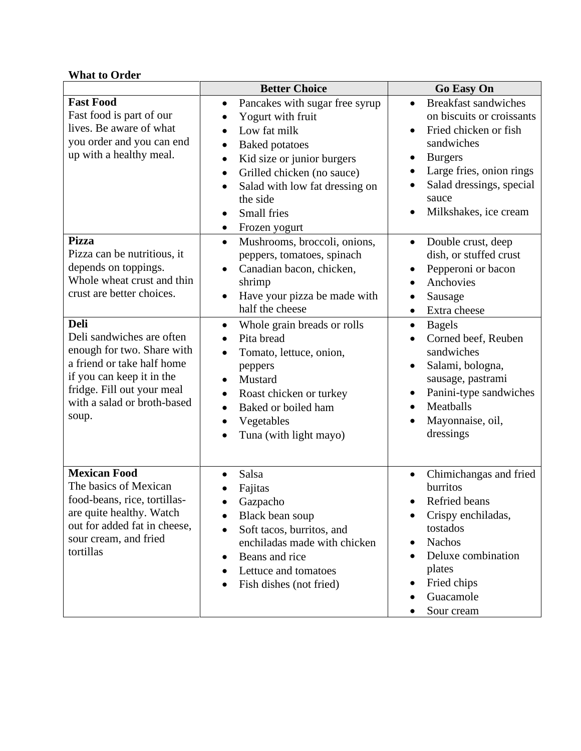**What to Order**

| | Better Choice | Go Easy On |
|---|---|---|
| **Fast Food** Fast food is part of our lives. Be aware of what you order and you can end up with a healthy meal. | • Pancakes with sugar free syrup<br>• Yogurt with fruit<br>• Low fat milk<br>• Baked potatoes<br>• Kid size or junior burgers<br>• Grilled chicken (no sauce)<br>• Salad with low fat dressing on the side<br>• Small fries<br>• Frozen yogurt | • Breakfast sandwiches on biscuits or croissants<br>• Fried chicken or fish sandwiches<br>• Burgers<br>• Large fries, onion rings<br>• Salad dressings, special sauce<br>• Milkshakes, ice cream |
| **Pizza** Pizza can be nutritious, it depends on toppings. Whole wheat crust and thin crust are better choices. | • Mushrooms, broccoli, onions, peppers, tomatoes, spinach<br>• Canadian bacon, chicken, shrimp<br>• Have your pizza be made with half the cheese | • Double crust, deep dish, or stuffed crust<br>• Pepperoni or bacon<br>• Anchovies<br>• Sausage<br>• Extra cheese |
| **Deli** Deli sandwiches are often enough for two. Share with a friend or take half home if you can keep it in the fridge. Fill out your meal with a salad or broth-based soup. | • Whole grain breads or rolls<br>• Pita bread<br>• Tomato, lettuce, onion, peppers<br>• Mustard<br>• Roast chicken or turkey<br>• Baked or boiled ham<br>• Vegetables<br>• Tuna (with light mayo) | • Bagels<br>• Corned beef, Reuben sandwiches<br>• Salami, bologna, sausage, pastrami<br>• Panini-type sandwiches<br>• Meatballs<br>• Mayonnaise, oil, dressings |
| **Mexican Food** The basics of Mexican food-beans, rice, tortillas-are quite healthy. Watch out for added fat in cheese, sour cream, and fried tortillas | • Salsa<br>• Fajitas<br>• Gazpacho<br>• Black bean soup<br>• Soft tacos, burritos, and enchiladas made with chicken<br>• Beans and rice<br>• Lettuce and tomatoes<br>• Fish dishes (not fried) | • Chimichangas and fried burritos<br>• Refried beans<br>• Crispy enchiladas, tostados<br>• Nachos<br>• Deluxe combination plates<br>• Fried chips<br>• Guacamole<br>• Sour cream |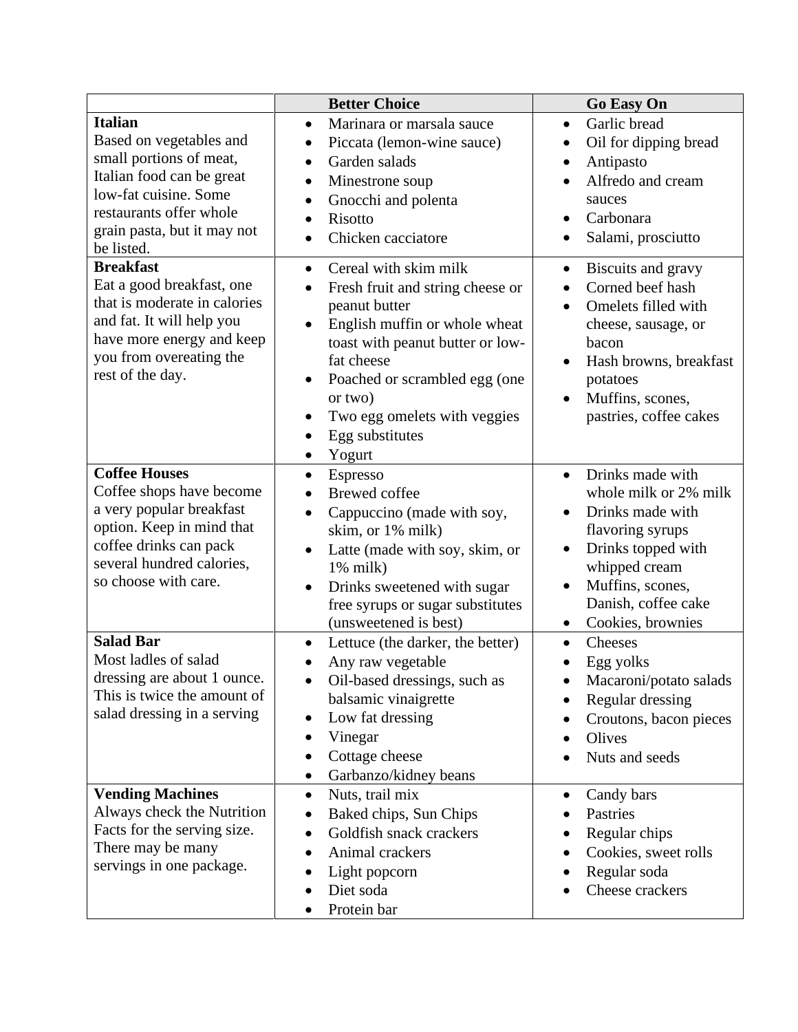| | Better Choice | Go Easy On |
|---|---|---|
| **Italian**<br>Based on vegetables and small portions of meat, Italian food can be great low-fat cuisine. Some restaurants offer whole grain pasta, but it may not be listed. | • Marinara or marsala sauce<br>• Piccata (lemon-wine sauce)<br>• Garden salads<br>• Minestrone soup<br>• Gnocchi and polenta<br>• Risotto<br>• Chicken cacciatore | • Garlic bread<br>• Oil for dipping bread<br>• Antipasto<br>• Alfredo and cream sauces<br>• Carbonara<br>• Salami, prosciutto |
| **Breakfast**<br>Eat a good breakfast, one that is moderate in calories and fat. It will help you have more energy and keep you from overeating the rest of the day. | • Cereal with skim milk<br>• Fresh fruit and string cheese or peanut butter<br>• English muffin or whole wheat toast with peanut butter or low-fat cheese<br>• Poached or scrambled egg (one or two)<br>• Two egg omelets with veggies<br>• Egg substitutes<br>• Yogurt | • Biscuits and gravy<br>• Corned beef hash<br>• Omelets filled with cheese, sausage, or bacon<br>• Hash browns, breakfast potatoes<br>• Muffins, scones, pastries, coffee cakes |
| **Coffee Houses**<br>Coffee shops have become a very popular breakfast option. Keep in mind that coffee drinks can pack several hundred calories, so choose with care. | • Espresso<br>• Brewed coffee<br>• Cappuccino (made with soy, skim, or 1% milk)<br>• Latte (made with soy, skim, or 1% milk)<br>• Drinks sweetened with sugar free syrups or sugar substitutes (unsweetened is best) | • Drinks made with whole milk or 2% milk<br>• Drinks made with flavoring syrups<br>• Drinks topped with whipped cream<br>• Muffins, scones, Danish, coffee cake<br>• Cookies, brownies |
| **Salad Bar**<br>Most ladles of salad dressing are about 1 ounce. This is twice the amount of salad dressing in a serving | • Lettuce (the darker, the better)<br>• Any raw vegetable<br>• Oil-based dressings, such as balsamic vinaigrette<br>• Low fat dressing<br>• Vinegar<br>• Cottage cheese<br>• Garbanzo/kidney beans | • Cheeses<br>• Egg yolks<br>• Macaroni/potato salads<br>• Regular dressing<br>• Croutons, bacon pieces<br>• Olives<br>• Nuts and seeds |
| **Vending Machines**<br>Always check the Nutrition Facts for the serving size. There may be many servings in one package. | • Nuts, trail mix<br>• Baked chips, Sun Chips<br>• Goldfish snack crackers<br>• Animal crackers<br>• Light popcorn<br>• Diet soda<br>• Protein bar | • Candy bars<br>• Pastries<br>• Regular chips<br>• Cookies, sweet rolls<br>• Regular soda<br>• Cheese crackers |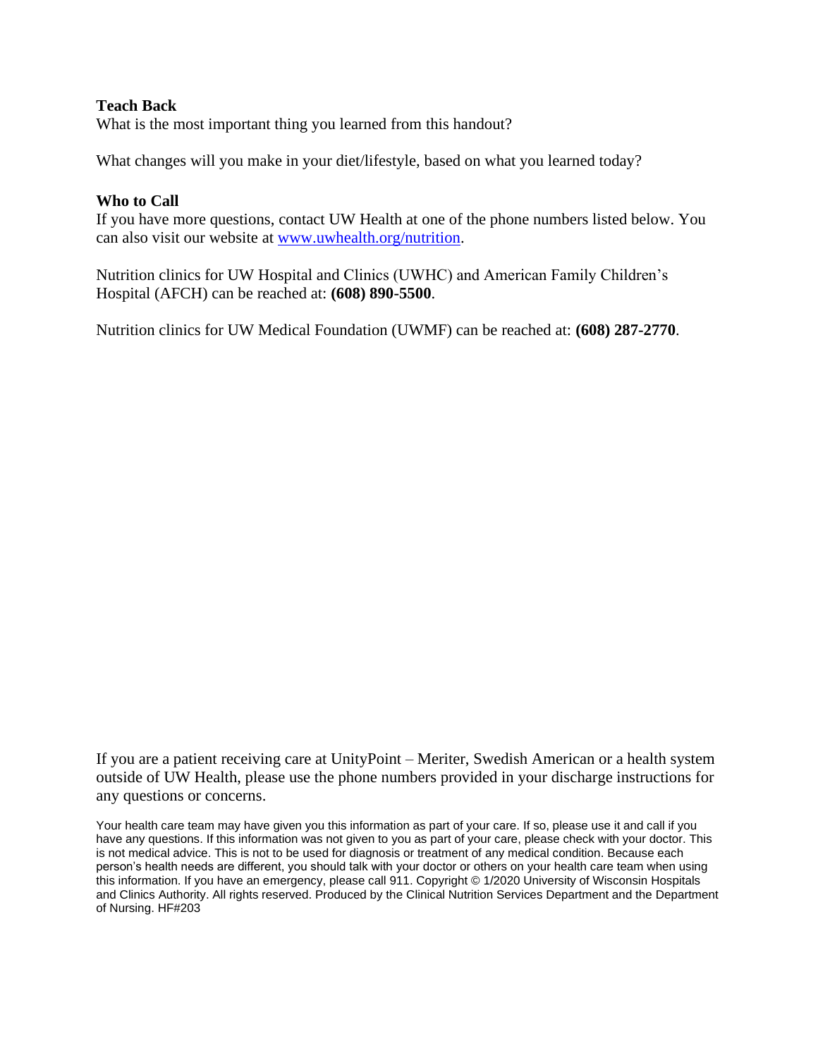**Teach Back**

What is the most important thing you learned from this handout?

What changes will you make in your diet/lifestyle, based on what you learned today?

**Who to Call**

If you have more questions, contact UW Health at one of the phone numbers listed below. You can also visit our website at www.uwhealth.org/nutrition.

Nutrition clinics for UW Hospital and Clinics (UWHC) and American Family Children's Hospital (AFCH) can be reached at: **(608) 890-5500**.

Nutrition clinics for UW Medical Foundation (UWMF) can be reached at: **(608) 287-2770**.

If you are a patient receiving care at UnityPoint – Meriter, Swedish American or a health system outside of UW Health, please use the phone numbers provided in your discharge instructions for any questions or concerns.

Your health care team may have given you this information as part of your care. If so, please use it and call if you have any questions. If this information was not given to you as part of your care, please check with your doctor. This is not medical advice. This is not to be used for diagnosis or treatment of any medical condition. Because each person's health needs are different, you should talk with your doctor or others on your health care team when using this information. If you have an emergency, please call 911. Copyright © 1/2020 University of Wisconsin Hospitals and Clinics Authority. All rights reserved. Produced by the Clinical Nutrition Services Department and the Department of Nursing. HF#203